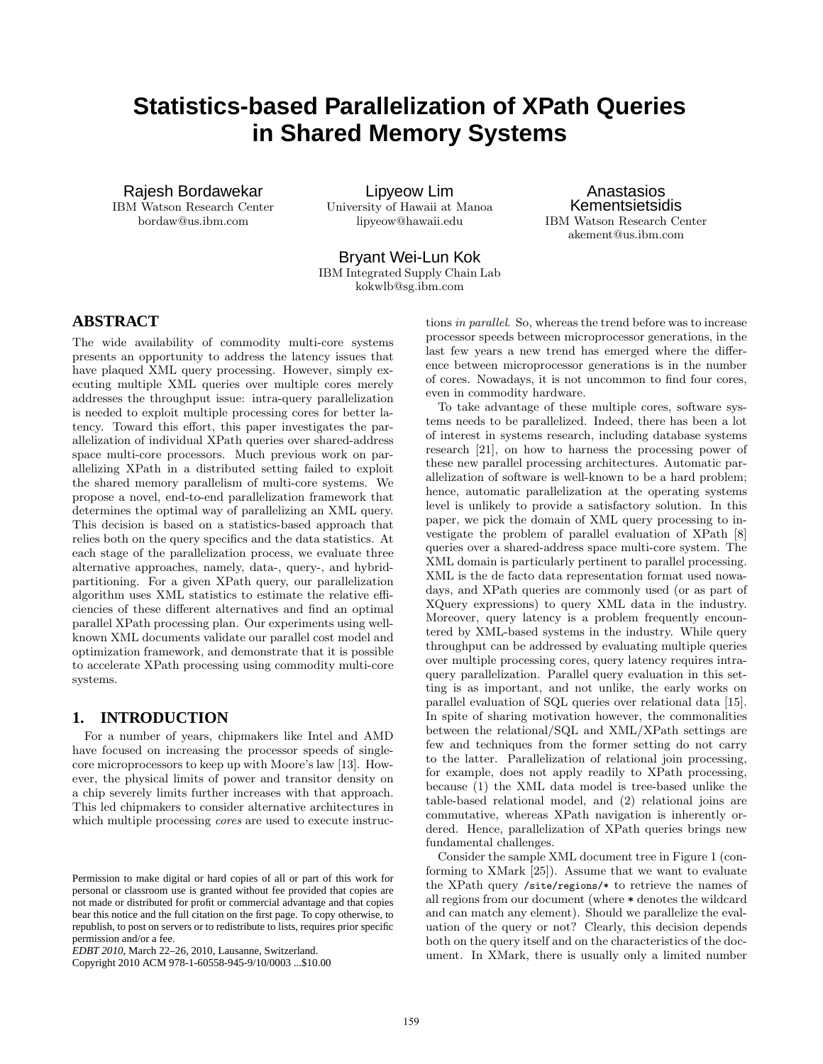# Statistics-based Parallelization of XPath Queries in Shared Memory Systems

Rajesh Bordawekar
IBM Watson Research Center
bordaw@us.ibm.com

Lipyeow Lim
University of Hawaii at Manoa
lipyeow@hawaii.edu

Anastasios Kementsietsidis
IBM Watson Research Center
akement@us.ibm.com

Bryant Wei-Lun Kok
IBM Integrated Supply Chain Lab
kokwlb@sg.ibm.com

## ABSTRACT

The wide availability of commodity multi-core systems presents an opportunity to address the latency issues that have plaqued XML query processing. However, simply executing multiple XML queries over multiple cores merely addresses the throughput issue: intra-query parallelization is needed to exploit multiple processing cores for better latency. Toward this effort, this paper investigates the parallelization of individual XPath queries over shared-address space multi-core processors. Much previous work on parallelizing XPath in a distributed setting failed to exploit the shared memory parallelism of multi-core systems. We propose a novel, end-to-end parallelization framework that determines the optimal way of parallelizing an XML query. This decision is based on a statistics-based approach that relies both on the query specifics and the data statistics. At each stage of the parallelization process, we evaluate three alternative approaches, namely, data-, query-, and hybrid-partitioning. For a given XPath query, our parallelization algorithm uses XML statistics to estimate the relative efficiencies of these different alternatives and find an optimal parallel XPath processing plan. Our experiments using well-known XML documents validate our parallel cost model and optimization framework, and demonstrate that it is possible to accelerate XPath processing using commodity multi-core systems.

## 1. INTRODUCTION

For a number of years, chipmakers like Intel and AMD have focused on increasing the processor speeds of single-core microprocessors to keep up with Moore's law [13]. However, the physical limits of power and transitor density on a chip severely limits further increases with that approach. This led chipmakers to consider alternative architectures in which multiple processing *cores* are used to execute instructions *in parallel*. So, whereas the trend before was to increase processor speeds between microprocessor generations, in the last few years a new trend has emerged where the difference between microprocessor generations is in the number of cores. Nowadays, it is not uncommon to find four cores, even in commodity hardware.

To take advantage of these multiple cores, software systems needs to be parallelized. Indeed, there has been a lot of interest in systems research, including database systems research [21], on how to harness the processing power of these new parallel processing architectures. Automatic parallelization of software is well-known to be a hard problem; hence, automatic parallelization at the operating systems level is unlikely to provide a satisfactory solution. In this paper, we pick the domain of XML query processing to investigate the problem of parallel evaluation of XPath [8] queries over a shared-address space multi-core system. The XML domain is particularly pertinent to parallel processing. XML is the de facto data representation format used nowadays, and XPath queries are commonly used (or as part of XQuery expressions) to query XML data in the industry. Moreover, query latency is a problem frequently encountered by XML-based systems in the industry. While query throughput can be addressed by evaluating multiple queries over multiple processing cores, query latency requires intra-query parallelization. Parallel query evaluation in this setting is as important, and not unlike, the early works on parallel evaluation of SQL queries over relational data [15]. In spite of sharing motivation however, the commonalities between the relational/SQL and XML/XPath settings are few and techniques from the former setting do not carry to the latter. Parallelization of relational join processing, for example, does not apply readily to XPath processing, because (1) the XML data model is tree-based unlike the table-based relational model, and (2) relational joins are commutative, whereas XPath navigation is inherently ordered. Hence, parallelization of XPath queries brings new fundamental challenges.

Consider the sample XML document tree in Figure 1 (conforming to XMark [25]). Assume that we want to evaluate the XPath query `/site/regions/*` to retrieve the names of all regions from our document (where `*` denotes the wildcard and can match any element). Should we parallelize the evaluation of the query or not? Clearly, this decision depends both on the query itself and on the characteristics of the document. In XMark, there is usually only a limited number

Permission to make digital or hard copies of all or part of this work for personal or classroom use is granted without fee provided that copies are not made or distributed for profit or commercial advantage and that copies bear this notice and the full citation on the first page. To copy otherwise, to republish, to post on servers or to redistribute to lists, requires prior specific permission and/or a fee.
*EDBT 2010*, March 22–26, 2010, Lausanne, Switzerland.
Copyright 2010 ACM 978-1-60558-945-9/10/0003 ...$10.00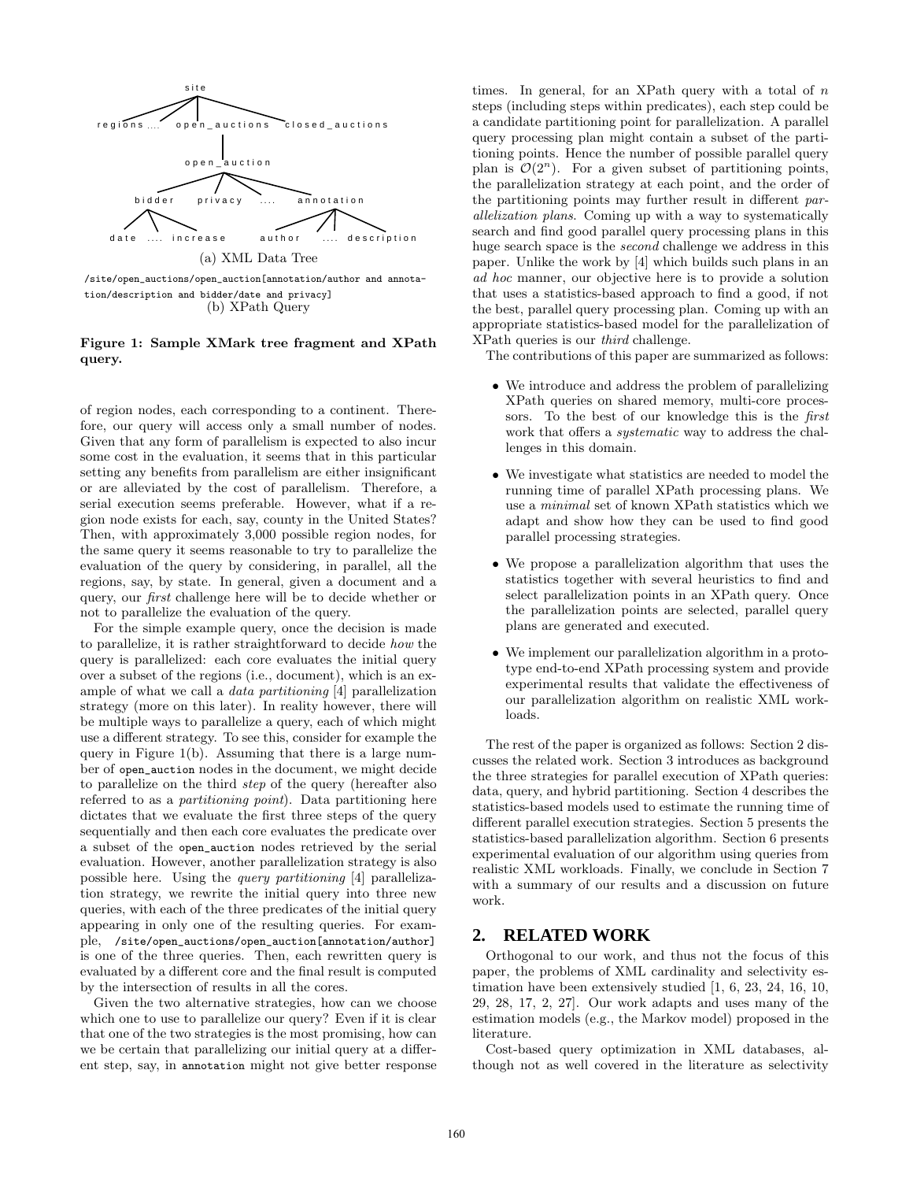site

regions .... open_auctions closed_auctions

open_auction

bidder privacy .... annotation

date .... increase author .... description

(a) XML Data Tree

```
/site/open_auctions/open_auction[annotation/author and annotation/description and bidder/date and privacy]
```

(b) XPath Query

**Figure 1: Sample XMark tree fragment and XPath query.**

of region nodes, each corresponding to a continent. Therefore, our query will access only a small number of nodes. Given that any form of parallelism is expected to also incur some cost in the evaluation, it seems that in this particular setting any benefits from parallelism are either insignificant or are alleviated by the cost of parallelism. Therefore, a serial execution seems preferable. However, what if a region node exists for each, say, county in the United States? Then, with approximately 3,000 possible region nodes, for the same query it seems reasonable to try to parallelize the evaluation of the query by considering, in parallel, all the regions, say, by state. In general, given a document and a query, our *first* challenge here will be to decide whether or not to parallelize the evaluation of the query.

For the simple example query, once the decision is made to parallelize, it is rather straightforward to decide *how* the query is parallelized: each core evaluates the initial query over a subset of the regions (i.e., document), which is an example of what we call a *data partitioning* [4] parallelization strategy (more on this later). In reality however, there will be multiple ways to parallelize a query, each of which might use a different strategy. To see this, consider for example the query in Figure 1(b). Assuming that there is a large number of `open_auction` nodes in the document, we might decide to parallelize on the third *step* of the query (hereafter also referred to as a *partitioning point*). Data partitioning here dictates that we evaluate the first three steps of the query sequentially and then each core evaluates the predicate over a subset of the `open_auction` nodes retrieved by the serial evaluation. However, another parallelization strategy is also possible here. Using the *query partitioning* [4] parallelization strategy, we rewrite the initial query into three new queries, with each of the three predicates of the initial query appearing in only one of the resulting queries. For example, `/site/open_auctions/open_auction[annotation/author]` is one of the three queries. Then, each rewritten query is evaluated by a different core and the final result is computed by the intersection of results in all the cores.

Given the two alternative strategies, how can we choose which one to use to parallelize our query? Even if it is clear that one of the two strategies is the most promising, how can we be certain that parallelizing our initial query at a different step, say, in `annotation` might not give better response times. In general, for an XPath query with a total of $n$ steps (including steps within predicates), each step could be a candidate partitioning point for parallelization. A parallel query processing plan might contain a subset of the partitioning points. Hence the number of possible parallel query plan is $\mathcal{O}(2^n)$. For a given subset of partitioning points, the parallelization strategy at each point, and the order of the partitioning points may further result in different *parallelization plans*. Coming up with a way to systematically search and find good parallel query processing plans in this huge search space is the *second* challenge we address in this paper. Unlike the work by [4] which builds such plans in an *ad hoc* manner, our objective here is to provide a solution that uses a statistics-based approach to find a good, if not the best, parallel query processing plan. Coming up with an appropriate statistics-based model for the parallelization of XPath queries is our *third* challenge.

The contributions of this paper are summarized as follows:

- We introduce and address the problem of parallelizing XPath queries on shared memory, multi-core processors. To the best of our knowledge this is the *first* work that offers a *systematic* way to address the challenges in this domain.
- We investigate what statistics are needed to model the running time of parallel XPath processing plans. We use a *minimal* set of known XPath statistics which we adapt and show how they can be used to find good parallel processing strategies.
- We propose a parallelization algorithm that uses the statistics together with several heuristics to find and select parallelization points in an XPath query. Once the parallelization points are selected, parallel query plans are generated and executed.
- We implement our parallelization algorithm in a prototype end-to-end XPath processing system and provide experimental results that validate the effectiveness of our parallelization algorithm on realistic XML workloads.

The rest of the paper is organized as follows: Section 2 discusses the related work. Section 3 introduces as background the three strategies for parallel execution of XPath queries: data, query, and hybrid partitioning. Section 4 describes the statistics-based models used to estimate the running time of different parallel execution strategies. Section 5 presents the statistics-based parallelization algorithm. Section 6 presents experimental evaluation of our algorithm using queries from realistic XML workloads. Finally, we conclude in Section 7 with a summary of our results and a discussion on future work.

## 2. RELATED WORK

Orthogonal to our work, and thus not the focus of this paper, the problems of XML cardinality and selectivity estimation have been extensively studied [1, 6, 23, 24, 16, 10, 29, 28, 17, 2, 27]. Our work adapts and uses many of the estimation models (e.g., the Markov model) proposed in the literature.

Cost-based query optimization in XML databases, although not as well covered in the literature as selectivity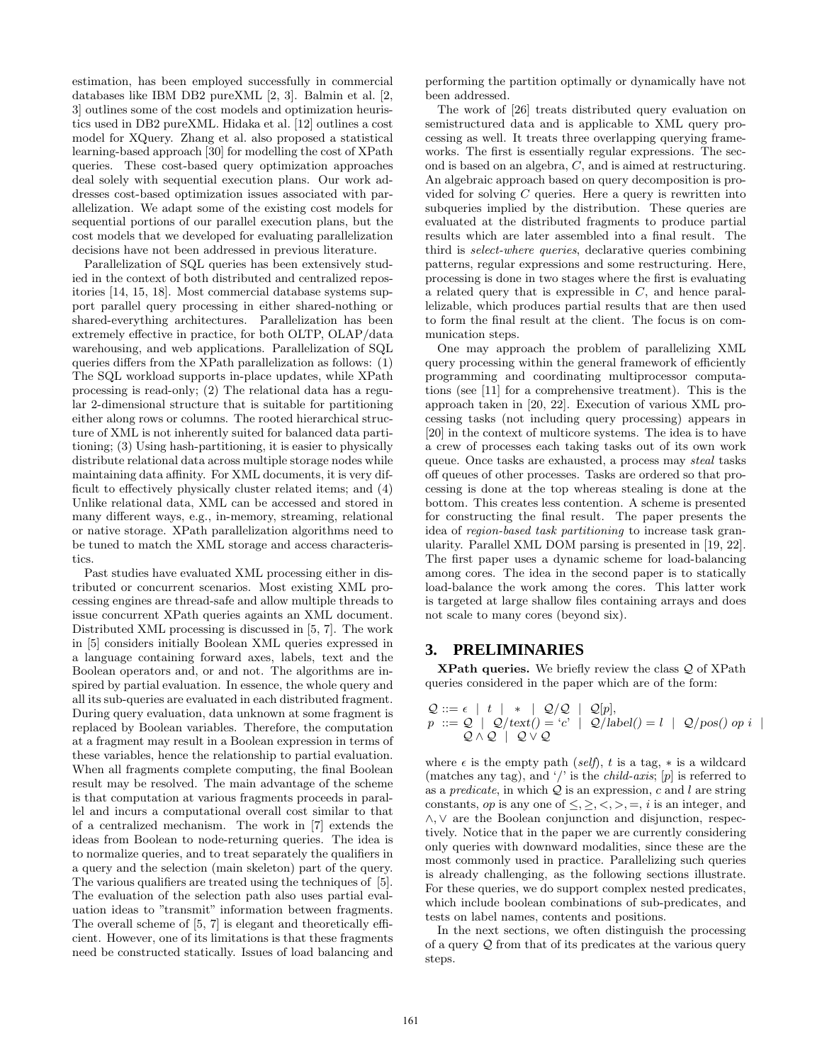estimation, has been employed successfully in commercial databases like IBM DB2 pureXML [2, 3]. Balmin et al. [2, 3] outlines some of the cost models and optimization heuristics used in DB2 pureXML. Hidaka et al. [12] outlines a cost model for XQuery. Zhang et al. also proposed a statistical learning-based approach [30] for modelling the cost of XPath queries. These cost-based query optimization approaches deal solely with sequential execution plans. Our work addresses cost-based optimization issues associated with parallelization. We adapt some of the existing cost models for sequential portions of our parallel execution plans, but the cost models that we developed for evaluating parallelization decisions have not been addressed in previous literature.

Parallelization of SQL queries has been extensively studied in the context of both distributed and centralized repositories [14, 15, 18]. Most commercial database systems support parallel query processing in either shared-nothing or shared-everything architectures. Parallelization has been extremely effective in practice, for both OLTP, OLAP/data warehousing, and web applications. Parallelization of SQL queries differs from the XPath parallelization as follows: (1) The SQL workload supports in-place updates, while XPath processing is read-only; (2) The relational data has a regular 2-dimensional structure that is suitable for partitioning either along rows or columns. The rooted hierarchical structure of XML is not inherently suited for balanced data partitioning; (3) Using hash-partitioning, it is easier to physically distribute relational data across multiple storage nodes while maintaining data affinity. For XML documents, it is very difficult to effectively physically cluster related items; and (4) Unlike relational data, XML can be accessed and stored in many different ways, e.g., in-memory, streaming, relational or native storage. XPath parallelization algorithms need to be tuned to match the XML storage and access characteristics.

Past studies have evaluated XML processing either in distributed or concurrent scenarios. Most existing XML processing engines are thread-safe and allow multiple threads to issue concurrent XPath queries againts an XML document. Distributed XML processing is discussed in [5, 7]. The work in [5] considers initially Boolean XML queries expressed in a language containing forward axes, labels, text and the Boolean operators and, or and not. The algorithms are inspired by partial evaluation. In essence, the whole query and all its sub-queries are evaluated in each distributed fragment. During query evaluation, data unknown at some fragment is replaced by Boolean variables. Therefore, the computation at a fragment may result in a Boolean expression in terms of these variables, hence the relationship to partial evaluation. When all fragments complete computing, the final Boolean result may be resolved. The main advantage of the scheme is that computation at various fragments proceeds in parallel and incurs a computational overall cost similar to that of a centralized mechanism. The work in [7] extends the ideas from Boolean to node-returning queries. The idea is to normalize queries, and to treat separately the qualifiers in a query and the selection (main skeleton) part of the query. The various qualifiers are treated using the techniques of [5]. The evaluation of the selection path also uses partial evaluation ideas to "transmit" information between fragments. The overall scheme of [5, 7] is elegant and theoretically efficient. However, one of its limitations is that these fragments need be constructed statically. Issues of load balancing and performing the partition optimally or dynamically have not been addressed.

The work of [26] treats distributed query evaluation on semistructured data and is applicable to XML query processing as well. It treats three overlapping querying frameworks. The first is essentially regular expressions. The second is based on an algebra, $C$, and is aimed at restructuring. An algebraic approach based on query decomposition is provided for solving $C$ queries. Here a query is rewritten into subqueries implied by the distribution. These queries are evaluated at the distributed fragments to produce partial results which are later assembled into a final result. The third is *select-where queries*, declarative queries combining patterns, regular expressions and some restructuring. Here, processing is done in two stages where the first is evaluating a related query that is expressible in $C$, and hence parallelizable, which produces partial results that are then used to form the final result at the client. The focus is on communication steps.

One may approach the problem of parallelizing XML query processing within the general framework of efficiently programming and coordinating multiprocessor computations (see [11] for a comprehensive treatment). This is the approach taken in [20, 22]. Execution of various XML processing tasks (not including query processing) appears in [20] in the context of multicore systems. The idea is to have a crew of processes each taking tasks out of its own work queue. Once tasks are exhausted, a process may *steal* tasks off queues of other processes. Tasks are ordered so that processing is done at the top whereas stealing is done at the bottom. This creates less contention. A scheme is presented for constructing the final result. The paper presents the idea of *region-based task partitioning* to increase task granularity. Parallel XML DOM parsing is presented in [19, 22]. The first paper uses a dynamic scheme for load-balancing among cores. The idea in the second paper is to statically load-balance the work among the cores. This latter work is targeted at large shallow files containing arrays and does not scale to many cores (beyond six).

## 3. PRELIMINARIES

**XPath queries.** We briefly review the class $\mathcal{Q}$ of XPath queries considered in the paper which are of the form:

$$\begin{array}{l} \mathcal{Q} ::= \epsilon \;\mid\; t \;\mid\; * \;\mid\; \mathcal{Q}/\mathcal{Q} \;\mid\; \mathcal{Q}[p], \\ p \;::= \mathcal{Q} \;\mid\; \mathcal{Q}/text() = \text{'}c\text{'} \;\mid\; \mathcal{Q}/label() = l \;\mid\; \mathcal{Q}/pos()\; op\; i \;\mid \\ \quad\quad \mathcal{Q} \wedge \mathcal{Q} \;\mid\; \mathcal{Q} \vee \mathcal{Q} \end{array}$$

where $\epsilon$ is the empty path (*self*), $t$ is a tag, $*$ is a wildcard (matches any tag), and '/' is the *child-axis*; $[p]$ is referred to as a *predicate*, in which $\mathcal{Q}$ is an expression, $c$ and $l$ are string constants, $op$ is any one of $\leq, \geq, <, >, =$, $i$ is an integer, and $\wedge, \vee$ are the Boolean conjunction and disjunction, respectively. Notice that in the paper we are currently considering only queries with downward modalities, since these are the most commonly used in practice. Parallelizing such queries is already challenging, as the following sections illustrate. For these queries, we do support complex nested predicates, which include boolean combinations of sub-predicates, and tests on label names, contents and positions.

In the next sections, we often distinguish the processing of a query $\mathcal{Q}$ from that of its predicates at the various query steps.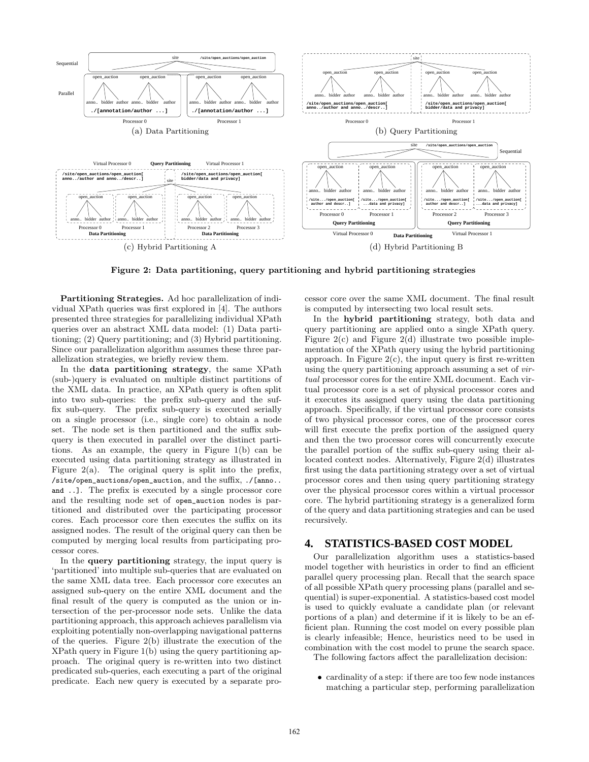**Figure 2: Data partitioning, query partitioning and hybrid partitioning strategies**

**Partitioning Strategies.** Ad hoc parallelization of individual XPath queries was first explored in [4]. The authors presented three strategies for parallelizing individual XPath queries over an abstract XML data model: (1) Data partitioning; (2) Query partitioning; and (3) Hybrid partitioning. Since our parallelization algorithm assumes these three parallelization strategies, we briefly review them.

In the **data partitioning strategy**, the same XPath (sub-)query is evaluated on multiple distinct partitions of the XML data. In practice, an XPath query is often split into two sub-queries: the prefix sub-query and the suffix sub-query. The prefix sub-query is executed serially on a single processor (i.e., single core) to obtain a node set. The node set is then partitioned and the suffix sub-query is then executed in parallel over the distinct partitions. As an example, the query in Figure 1(b) can be executed using data partitioning strategy as illustrated in Figure 2(a). The original query is split into the prefix, `/site/open_auctions/open_auction`, and the suffix, `./[anno.. and ..]`. The prefix is executed by a single processor core and the resulting node set of `open_auction` nodes is partitioned and distributed over the participating processor cores. Each processor core then executes the suffix on its assigned nodes. The result of the original query can then be computed by merging local results from participating processor cores.

In the **query partitioning** strategy, the input query is 'partitioned' into multiple sub-queries that are evaluated on the same XML data tree. Each processor core executes an assigned sub-query on the entire XML document and the final result of the query is computed as the union or intersection of the per-processor node sets. Unlike the data partitioning approach, this approach achieves parallelism via exploiting potentially non-overlapping navigational patterns of the queries. Figure 2(b) illustrate the execution of the XPath query in Figure 1(b) using the query partitioning approach. The original query is re-written into two distinct predicated sub-queries, each executing a part of the original predicate. Each new query is executed by a separate processor core over the same XML document. The final result is computed by intersecting two local result sets.

In the **hybrid partitioning** strategy, both data and query partitioning are applied onto a single XPath query. Figure 2(c) and Figure 2(d) illustrate two possible implementation of the XPath query using the hybrid partitioning approach. In Figure 2(c), the input query is first re-written using the query partitioning approach assuming a set of *virtual* processor cores for the entire XML document. Each virtual processor core is a set of physical processor cores and it executes its assigned query using the data partitioning approach. Specifically, if the virtual processor core consists of two physical processor cores, one of the processor cores will first execute the prefix portion of the assigned query and then the two processor cores will concurrently execute the parallel portion of the suffix sub-query using their allocated context nodes. Alternatively, Figure 2(d) illustrates first using the data partitioning strategy over a set of virtual processor cores and then using query partitioning strategy over the physical processor cores within a virtual processor core. The hybrid partitioning strategy is a generalized form of the query and data partitioning strategies and can be used recursively.

## 4. STATISTICS-BASED COST MODEL

Our parallelization algorithm uses a statistics-based model together with heuristics in order to find an efficient parallel query processing plan. Recall that the search space of all possible XPath query processing plans (parallel and sequential) is super-exponential. A statistics-based cost model is used to quickly evaluate a candidate plan (or relevant portions of a plan) and determine if it is likely to be an efficient plan. Running the cost model on every possible plan is clearly infeasible; Hence, heuristics need to be used in combination with the cost model to prune the search space.

The following factors affect the parallelization decision:

- cardinality of a step: if there are too few node instances matching a particular step, performing parallelization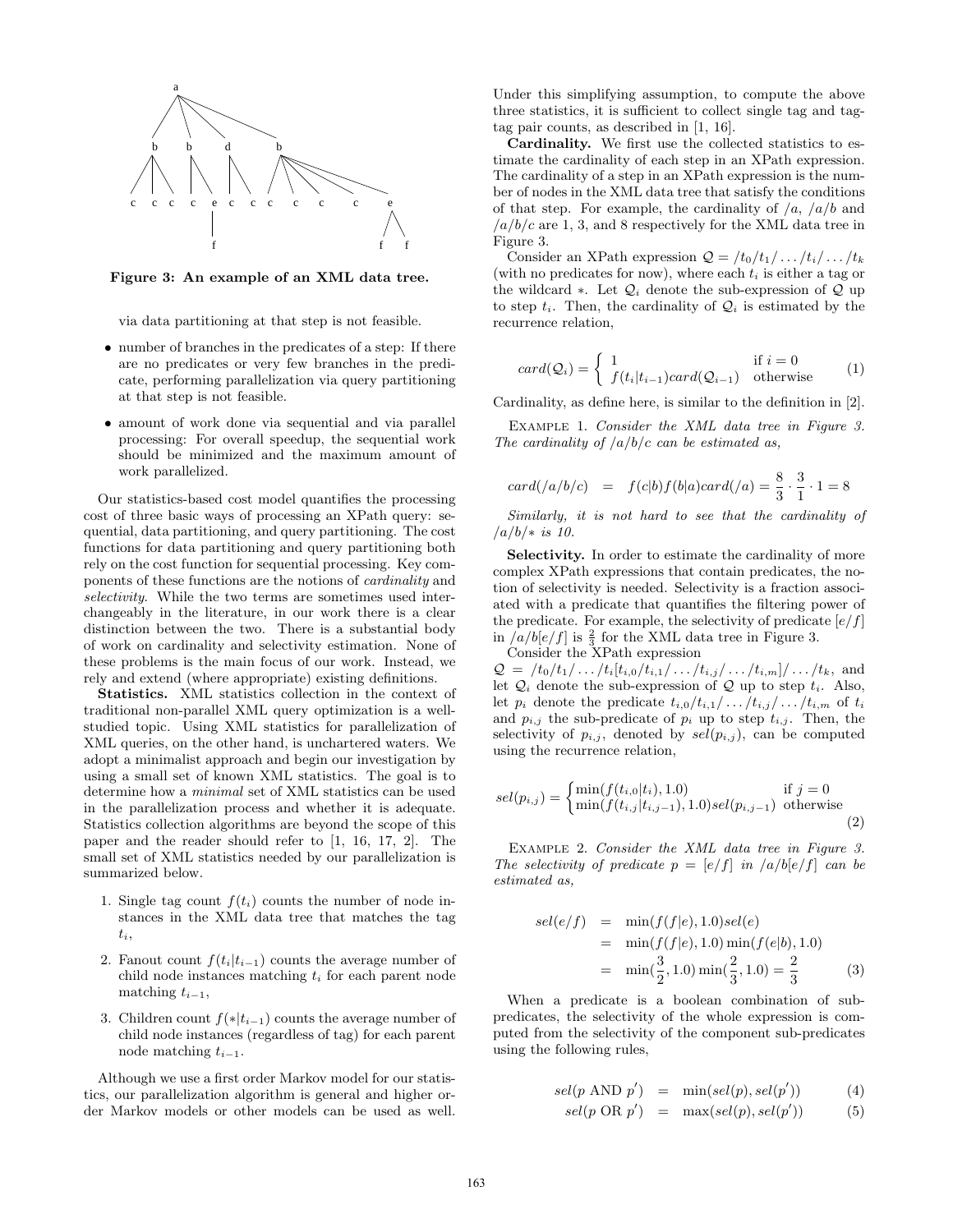Figure 3: An example of an XML data tree.

via data partitioning at that step is not feasible.

- number of branches in the predicates of a step: If there are no predicates or very few branches in the predicate, performing parallelization via query partitioning at that step is not feasible.
- amount of work done via sequential and via parallel processing: For overall speedup, the sequential work should be minimized and the maximum amount of work parallelized.

Our statistics-based cost model quantifies the processing cost of three basic ways of processing an XPath query: sequential, data partitioning, and query partitioning. The cost functions for data partitioning and query partitioning both rely on the cost function for sequential processing. Key components of these functions are the notions of *cardinality* and *selectivity*. While the two terms are sometimes used interchangeably in the literature, in our work there is a clear distinction between the two. There is a substantial body of work on cardinality and selectivity estimation. None of these problems is the main focus of our work. Instead, we rely and extend (where appropriate) existing definitions.

**Statistics.** XML statistics collection in the context of traditional non-parallel XML query optimization is a well-studied topic. Using XML statistics for parallelization of XML queries, on the other hand, is unchartered waters. We adopt a minimalist approach and begin our investigation by using a small set of known XML statistics. The goal is to determine how a *minimal* set of XML statistics can be used in the parallelization process and whether it is adequate. Statistics collection algorithms are beyond the scope of this paper and the reader should refer to [1, 16, 17, 2]. The small set of XML statistics needed by our parallelization is summarized below.

1. Single tag count $f(t_i)$ counts the number of node instances in the XML data tree that matches the tag $t_i$,
2. Fanout count $f(t_i|t_{i-1})$ counts the average number of child node instances matching $t_i$ for each parent node matching $t_{i-1}$,
3. Children count $f(*|t_{i-1})$ counts the average number of child node instances (regardless of tag) for each parent node matching $t_{i-1}$.

Although we use a first order Markov model for our statistics, our parallelization algorithm is general and higher order Markov models or other models can be used as well. Under this simplifying assumption, to compute the above three statistics, it is sufficient to collect single tag and tag-tag pair counts, as described in [1, 16].

**Cardinality.** We first use the collected statistics to estimate the cardinality of each step in an XPath expression. The cardinality of a step in an XPath expression is the number of nodes in the XML data tree that satisfy the conditions of that step. For example, the cardinality of $/a$, $/a/b$ and $/a/b/c$ are 1, 3, and 8 respectively for the XML data tree in Figure 3.

Consider an XPath expression $\mathcal{Q} = /t_0/t_1/\ldots/t_i/\ldots/t_k$ (with no predicates for now), where each $t_i$ is either a tag or the wildcard $*$. Let $\mathcal{Q}_i$ denote the sub-expression of $\mathcal{Q}$ up to step $t_i$. Then, the cardinality of $\mathcal{Q}_i$ is estimated by the recurrence relation,

$$card(\mathcal{Q}_i) = \begin{cases} 1 & \text{if } i = 0 \\ f(t_i|t_{i-1})card(\mathcal{Q}_{i-1}) & \text{otherwise} \end{cases} \tag{1}$$

Cardinality, as define here, is similar to the definition in [2].

Example 1. *Consider the XML data tree in Figure 3. The cardinality of $/a/b/c$ can be estimated as,*

$$card(/a/b/c) \;=\; f(c|b)f(b|a)card(/a) = \frac{8}{3}\cdot\frac{3}{1}\cdot 1 = 8$$

*Similarly, it is not hard to see that the cardinality of $/a/b/*$ is 10.*

**Selectivity.** In order to estimate the cardinality of more complex XPath expressions that contain predicates, the notion of selectivity is needed. Selectivity is a fraction associated with a predicate that quantifies the filtering power of the predicate. For example, the selectivity of predicate $[e/f]$ in $/a/b[e/f]$ is $\frac{2}{3}$ for the XML data tree in Figure 3.

Consider the XPath expression $\mathcal{Q} = /t_0/t_1/\ldots/t_i[t_{i,0}/t_{i,1}/\ldots/t_{i,j}/\ldots/t_{i,m}]/\ldots/t_k$, and let $\mathcal{Q}_i$ denote the sub-expression of $\mathcal{Q}$ up to step $t_i$. Also, let $p_i$ denote the predicate $t_{i,0}/t_{i,1}/\ldots/t_{i,j}/\ldots/t_{i,m}$ of $t_i$ and $p_{i,j}$ the sub-predicate of $p_i$ up to step $t_{i,j}$. Then, the selectivity of $p_{i,j}$, denoted by $sel(p_{i,j})$, can be computed using the recurrence relation,

$$sel(p_{i,j}) = \begin{cases} \min(f(t_{i,0}|t_i), 1.0) & \text{if } j = 0 \\ \min(f(t_{i,j}|t_{i,j-1}), 1.0)sel(p_{i,j-1}) & \text{otherwise} \end{cases} \tag{2}$$

Example 2. *Consider the XML data tree in Figure 3. The selectivity of predicate $p = [e/f]$ in $/a/b[e/f]$ can be estimated as,*

$$\begin{aligned} sel(e/f) &= \min(f(f|e), 1.0)sel(e) \\ &= \min(f(f|e), 1.0)\min(f(e|b), 1.0) \\ &= \min(\tfrac{3}{2}, 1.0)\min(\tfrac{2}{3}, 1.0) = \tfrac{2}{3} \end{aligned} \tag{3}$$

When a predicate is a boolean combination of sub-predicates, the selectivity of the whole expression is computed from the selectivity of the component sub-predicates using the following rules,

$$sel(p \text{ AND } p') = \min(sel(p), sel(p')) \tag{4}$$

$$sel(p \text{ OR } p') = \max(sel(p), sel(p')) \tag{5}$$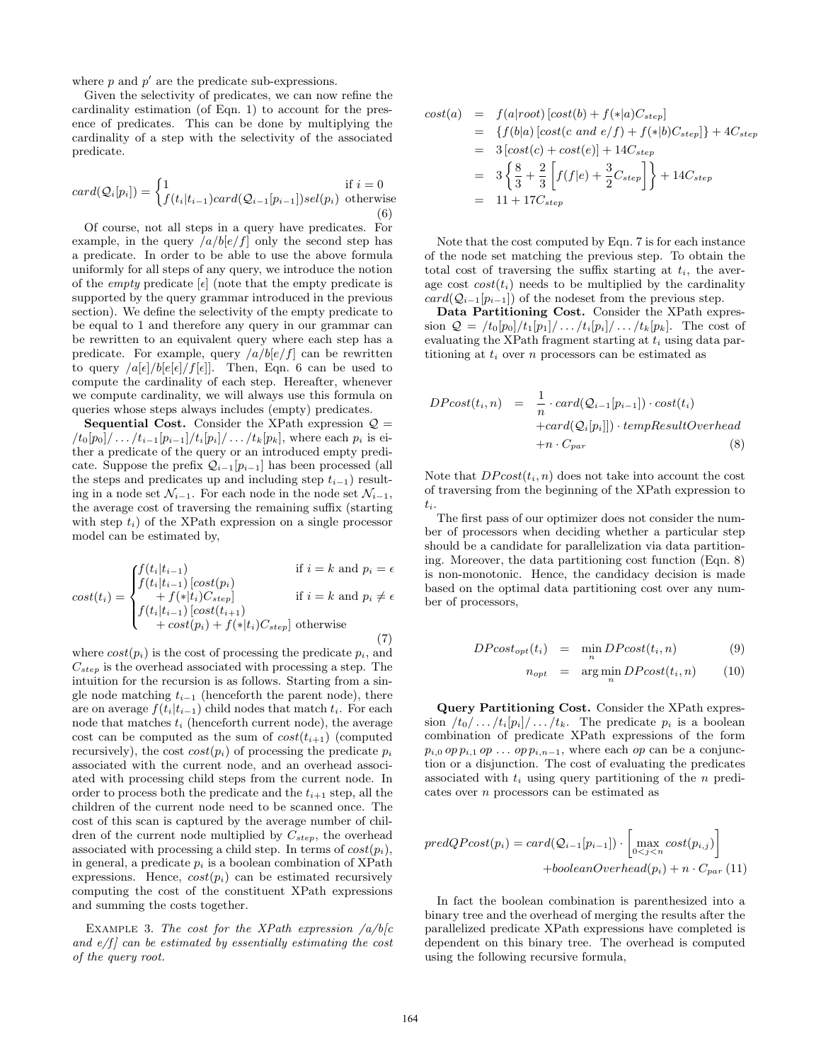where $p$ and $p'$ are the predicate sub-expressions.

Given the selectivity of predicates, we can now refine the cardinality estimation (of Eqn. 1) to account for the presence of predicates. This can be done by multiplying the cardinality of a step with the selectivity of the associated predicate.

$$card(\mathcal{Q}_i[p_i]) = \begin{cases} 1 & \text{if } i = 0 \\ f(t_i|t_{i-1})card(\mathcal{Q}_{i-1}[p_{i-1}])sel(p_i) & \text{otherwise} \end{cases} \quad (6)$$

Of course, not all steps in a query have predicates. For example, in the query $/a/b[e/f]$ only the second step has a predicate. In order to be able to use the above formula uniformly for all steps of any query, we introduce the notion of the *empty* predicate $[\epsilon]$ (note that the empty predicate is supported by the query grammar introduced in the previous section). We define the selectivity of the empty predicate to be equal to 1 and therefore any query in our grammar can be rewritten to an equivalent query where each step has a predicate. For example, query $/a/b[e/f]$ can be rewritten to query $/a[\epsilon]/b[e[\epsilon]/f[\epsilon]]$. Then, Eqn. 6 can be used to compute the cardinality of each step. Hereafter, whenever we compute cardinality, we will always use this formula on queries whose steps always includes (empty) predicates.

**Sequential Cost.** Consider the XPath expression $\mathcal{Q} = /t_0[p_0]/\ldots/t_{i-1}[p_{i-1}]/t_i[p_i]/\ldots/t_k[p_k]$, where each $p_i$ is either a predicate of the query or an introduced empty predicate. Suppose the prefix $\mathcal{Q}_{i-1}[p_{i-1}]$ has been processed (all the steps and predicates up and including step $t_{i-1}$) resulting in a node set $\mathcal{N}_{i-1}$. For each node in the node set $\mathcal{N}_{i-1}$, the average cost of traversing the remaining suffix (starting with step $t_i$) of the XPath expression on a single processor model can be estimated by,

$$cost(t_i) = \begin{cases} f(t_i|t_{i-1}) & \text{if } i = k \text{ and } p_i = \epsilon \\ f(t_i|t_{i-1})\,[cost(p_i) \\ \quad + f(*|t_i)C_{step}] & \text{if } i = k \text{ and } p_i \neq \epsilon \\ f(t_i|t_{i-1})\,[cost(t_{i+1}) \\ \quad + cost(p_i) + f(*|t_i)C_{step}] & \text{otherwise} \end{cases} \quad (7)$$

where $cost(p_i)$ is the cost of processing the predicate $p_i$, and $C_{step}$ is the overhead associated with processing a step. The intuition for the recursion is as follows. Starting from a single node matching $t_{i-1}$ (henceforth the parent node), there are on average $f(t_i|t_{i-1})$ child nodes that match $t_i$. For each node that matches $t_i$ (henceforth current node), the average cost can be computed as the sum of $cost(t_{i+1})$ (computed recursively), the cost $cost(p_i)$ of processing the predicate $p_i$ associated with the current node, and an overhead associated with processing child steps from the current node. In order to process both the predicate and the $t_{i+1}$ step, all the children of the current node need to be scanned once. The cost of this scan is captured by the average number of children of the current node multiplied by $C_{step}$, the overhead associated with processing a child step. In terms of $cost(p_i)$, in general, a predicate $p_i$ is a boolean combination of XPath expressions. Hence, $cost(p_i)$ can be estimated recursively computing the cost of the constituent XPath expressions and summing the costs together.

EXAMPLE 3. *The cost for the XPath expression $/a/b[c$ and $e/f]$ can be estimated by essentially estimating the cost of the query root.*

$$\begin{aligned} cost(a) &= f(a|root)\,[cost(b) + f(*|a)C_{step}] \\ &= \{f(b|a)\,[cost(c \text{ and } e/f) + f(*|b)C_{step}]\} + 4C_{step} \\ &= 3\,[cost(c) + cost(e)] + 14C_{step} \\ &= 3\left\{\frac{8}{3} + \frac{2}{3}\left[f(f|e) + \frac{3}{2}C_{step}\right]\right\} + 14C_{step} \\ &= 11 + 17C_{step} \end{aligned}$$

Note that the cost computed by Eqn. 7 is for each instance of the node set matching the previous step. To obtain the total cost of traversing the suffix starting at $t_i$, the average cost $cost(t_i)$ needs to be multiplied by the cardinality $card(\mathcal{Q}_{i-1}[p_{i-1}])$ of the nodeset from the previous step.

**Data Partitioning Cost.** Consider the XPath expression $\mathcal{Q} = /t_0[p_0]/t_1[p_1]/\ldots/t_i[p_i]/\ldots/t_k[p_k]$. The cost of evaluating the XPath fragment starting at $t_i$ using data partitioning at $t_i$ over $n$ processors can be estimated as

$$\begin{aligned} DPcost(t_i, n) &= \frac{1}{n} \cdot card(\mathcal{Q}_{i-1}[p_{i-1}]) \cdot cost(t_i) \\ &\quad + card(\mathcal{Q}_i[p_i]]) \cdot tempResultOverhead \\ &\quad + n \cdot C_{par} \end{aligned} \quad (8)$$

Note that $DPcost(t_i, n)$ does not take into account the cost of traversing from the beginning of the XPath expression to $t_i$.

The first pass of our optimizer does not consider the number of processors when deciding whether a particular step should be a candidate for parallelization via data partitioning. Moreover, the data partitioning cost function (Eqn. 8) is non-monotonic. Hence, the candidacy decision is made based on the optimal data partitioning cost over any number of processors,

$$DPcost_{opt}(t_i) = \min_n DPcost(t_i, n) \quad (9)$$

$$n_{opt} = \arg\min_n DPcost(t_i, n) \quad (10)$$

**Query Partitioning Cost.** Consider the XPath expression $/t_0/\ldots/t_i[p_i]/\ldots/t_k$. The predicate $p_i$ is a boolean combination of predicate XPath expressions of the form $p_{i,0}\;op\;p_{i,1}\;op\;\ldots\;op\;p_{i,n-1}$, where each $op$ can be a conjunction or a disjunction. The cost of evaluating the predicates associated with $t_i$ using query partitioning of the $n$ predicates over $n$ processors can be estimated as

$$predQPcost(p_i) = card(\mathcal{Q}_{i-1}[p_{i-1}]) \cdot \left[\max_{0<j<n} cost(p_{i,j})\right] + booleanOverhead(p_i) + n \cdot C_{par} \quad (11)$$

In fact the boolean combination is parenthesized into a binary tree and the overhead of merging the results after the parallelized predicate XPath expressions have completed is dependent on this binary tree. The overhead is computed using the following recursive formula,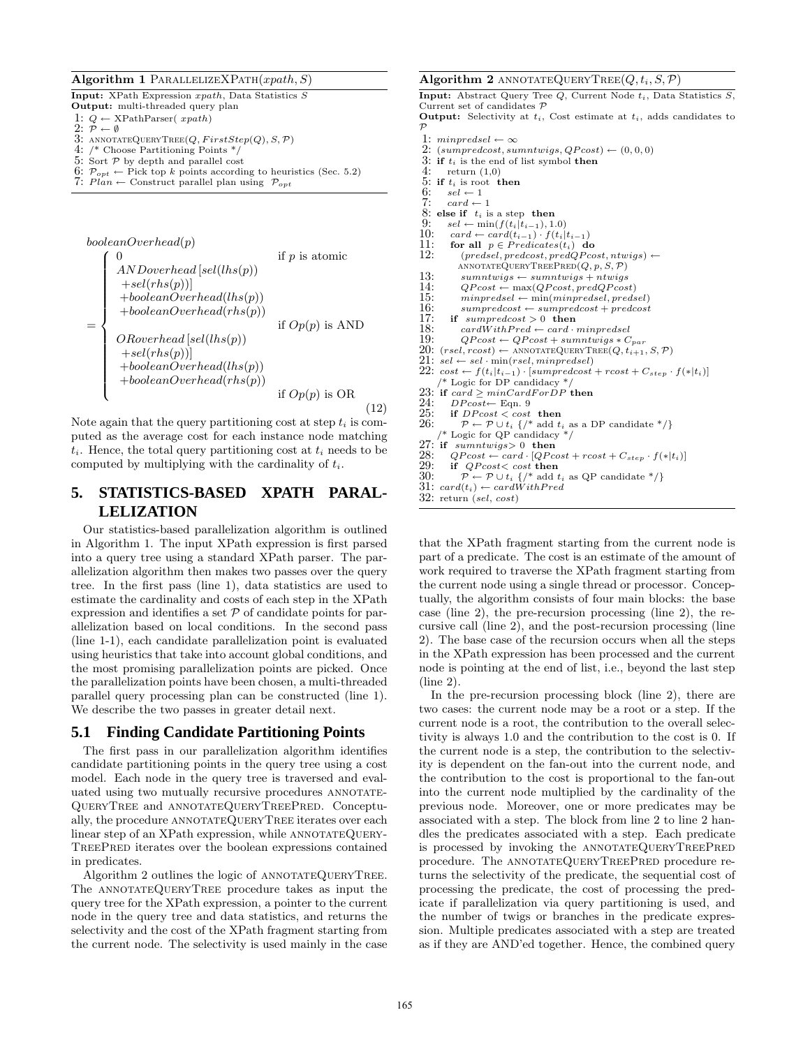**Algorithm 1** PARALLELIZEXPATH($xpath$, $S$)

**Input:** XPath Expression $xpath$, Data Statistics $S$
**Output:** multi-threaded query plan

```
1: Q ← XPathParser( xpath )
2: P ← ∅
3: ANNOTATEQUERYTREE(Q, FirstStep(Q), S, P)
4: /* Choose Partitioning Points */
5: Sort P by depth and parallel cost
6: P_opt ← Pick top k points according to heuristics (Sec. 5.2)
7: Plan ← Construct parallel plan using P_opt
```

$$booleanOverhead(p) = \begin{cases} 0 & \text{if } p \text{ is atomic} \\ ANDoverhead\,[sel(lhs(p)) \\ \quad +sel(rhs(p))] \\ \quad +booleanOverhead(lhs(p)) \\ \quad +booleanOverhead(rhs(p)) & \text{if } Op(p) \text{ is AND} \\ ORoverhead\,[sel(lhs(p)) \\ \quad +sel(rhs(p))] \\ \quad +booleanOverhead(lhs(p)) \\ \quad +booleanOverhead(rhs(p)) & \text{if } Op(p) \text{ is OR} \end{cases} \quad (12)$$

Note again that the query partitioning cost at step $t_i$ is computed as the average cost for each instance node matching $t_i$. Hence, the total query partitioning cost at $t_i$ needs to be computed by multiplying with the cardinality of $t_i$.

# 5. STATISTICS-BASED XPATH PARALLELIZATION

Our statistics-based parallelization algorithm is outlined in Algorithm 1. The input XPath expression is first parsed into a query tree using a standard XPath parser. The parallelization algorithm then makes two passes over the query tree. In the first pass (line 1), data statistics are used to estimate the cardinality and costs of each step in the XPath expression and identifies a set $\mathcal{P}$ of candidate points for parallelization based on local conditions. In the second pass (line 1-1), each candidate parallelization point is evaluated using heuristics that take into account global conditions, and the most promising parallelization points are picked. Once the parallelization points have been chosen, a multi-threaded parallel query processing plan can be constructed (line 1). We describe the two passes in greater detail next.

## 5.1 Finding Candidate Partitioning Points

The first pass in our parallelization algorithm identifies candidate partitioning points in the query tree using a cost model. Each node in the query tree is traversed and evaluated using two mutually recursive procedures ANNOTATEQUERYTREE and ANNOTATEQUERYTREEPRED. Conceptually, the procedure ANNOTATEQUERYTREE iterates over each linear step of an XPath expression, while ANNOTATEQUERYTREEPRED iterates over the boolean expressions contained in predicates.

Algorithm 2 outlines the logic of ANNOTATEQUERYTREE. The ANNOTATEQUERYTREE procedure takes as input the query tree for the XPath expression, a pointer to the current node in the query tree and data statistics, and returns the selectivity and the cost of the XPath fragment starting from the current node. The selectivity is used mainly in the case

**Algorithm 2** ANNOTATEQUERYTREE($Q$, $t_i$, $S$, $\mathcal{P}$)

**Input:** Abstract Query Tree $Q$, Current Node $t_i$, Data Statistics $S$, Current set of candidates $\mathcal{P}$
**Output:** Selectivity at $t_i$, Cost estimate at $t_i$, adds candidates to $\mathcal{P}$

```
1: minpredsel ← ∞
2: (sumpredcost, sumntwigs, QPcost) ← (0, 0, 0)
3: if t_i is the end of list symbol then
4:    return (1,0)
5: if t_i is root then
6:    sel ← 1
7:    card ← 1
8: else if t_i is a step then
9:    sel ← min(f(t_i|t_{i-1}), 1.0)
10:   card ← card(t_{i-1}) · f(t_i|t_{i-1})
11:   for all p ∈ Predicates(t_i) do
12:      (predsel, predcost, predQPcost, ntwigs) ←
            ANNOTATEQUERYTREEPRED(Q, p, S, P)
13:      sumntwigs ← sumntwigs + ntwigs
14:      QPcost ← max(QPcost, predQPcost)
15:      minpredsel ← min(minpredsel, predsel)
16:      sumpredcost ← sumpredcost + predcost
17:   if sumpredcost > 0 then
18:      cardWithPred ← card · minpredsel
19:      QPcost ← QPcost + sumntwigs * C_par
20: (rsel, rcost) ← ANNOTATEQUERYTREE(Q, t_{i+1}, S, P)
21: sel ← sel · min(rsel, minpredsel)
22: cost ← f(t_i|t_{i-1}) · [sumpredcost + rcost + C_step · f(*|t_i)]
   /* Logic for DP candidacy */
23: if card ≥ minCardForDP then
24:    DPcost← Eqn. 9
25:    if DPcost < cost then
26:       P ← P ∪ t_i {/* add t_i as a DP candidate */}
   /* Logic for QP candidacy */
27: if sumntwigs> 0 then
28:    QPcost ← card · [QPcost + rcost + C_step · f(*|t_i)]
29:    if QPcost< cost then
30:       P ← P ∪ t_i {/* add t_i as QP candidate */}
31: card(t_i) ← cardWithPred
32: return (sel, cost)
```

that the XPath fragment starting from the current node is part of a predicate. The cost is an estimate of the amount of work required to traverse the XPath fragment starting from the current node using a single thread or processor. Conceptually, the algorithm consists of four main blocks: the base case (line 2), the pre-recursion processing (line 2), the recursive call (line 2), and the post-recursion processing (line 2). The base case of the recursion occurs when all the steps in the XPath expression has been processed and the current node is pointing at the end of list, i.e., beyond the last step (line 2).

In the pre-recursion processing block (line 2), there are two cases: the current node may be a root or a step. If the current node is a root, the contribution to the overall selectivity is always 1.0 and the contribution to the cost is 0. If the current node is a step, the contribution to the selectivity is dependent on the fan-out into the current node, and the contribution to the cost is proportional to the fan-out into the current node multiplied by the cardinality of the previous node. Moreover, one or more predicates may be associated with a step. The block from line 2 to line 2 handles the predicates associated with a step. Each predicate is processed by invoking the ANNOTATEQUERYTREEPRED procedure. The ANNOTATEQUERYTREEPRED procedure returns the selectivity of the predicate, the sequential cost of processing the predicate, the cost of processing the predicate if parallelization via query partitioning is used, and the number of twigs or branches in the predicate expression. Multiple predicates associated with a step are treated as if they are AND'ed together. Hence, the combined query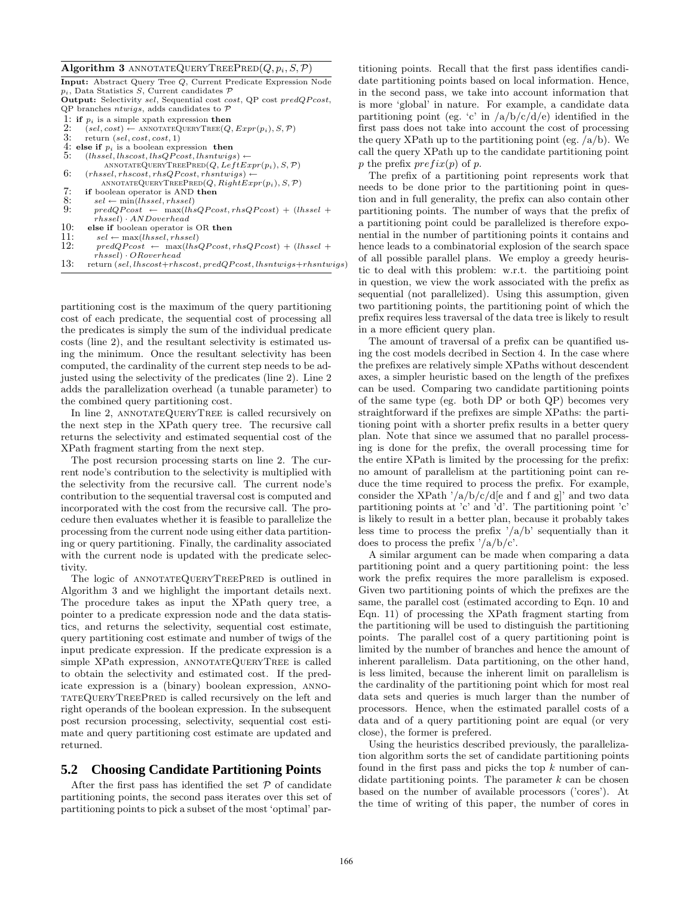**Algorithm 3** ANNOTATEQUERYTREEPRED($Q, p_i, S, \mathcal{P}$)

**Input:** Abstract Query Tree $Q$, Current Predicate Expression Node $p_i$, Data Statistics $S$, Current candidates $\mathcal{P}$
**Output:** Selectivity $sel$, Sequential cost $cost$, QP cost $predQPcost$, QP branches $ntwigs$, adds candidates to $\mathcal{P}$

```
1:  if p_i is a simple xpath expression then
2:    (sel, cost) ← ANNOTATEQUERYTREE(Q, Expr(p_i), S, P)
3:    return (sel, cost, cost, 1)
4:  else if p_i is a boolean expression then
5:    (lhssel, lhscost, lhsQPcost, lhsntwigs) ←
          ANNOTATEQUERYTREEPRED(Q, LeftExpr(p_i), S, P)
6:    (rhssel, rhscost, rhsQPcost, rhsntwigs) ←
          ANNOTATEQUERYTREEPRED(Q, RightExpr(p_i), S, P)
7:    if boolean operator is AND then
8:      sel ← min(lhssel, rhssel)
9:      predQPcost ← max(lhsQPcost, rhsQPcost) + (lhssel + rhssel) · ANDoverhead
10:   else if boolean operator is OR then
11:     sel ← max(lhssel, rhssel)
12:     predQPcost ← max(lhsQPcost, rhsQPcost) + (lhssel + rhssel) · ORoverhead
13:   return (sel, lhscost+rhscost, predQPcost, lhsntwigs+rhsntwigs)
```

partitioning cost is the maximum of the query partitioning cost of each predicate, the sequential cost of processing all the predicates is simply the sum of the individual predicate costs (line 2), and the resultant selectivity is estimated using the minimum. Once the resultant selectivity has been computed, the cardinality of the current step needs to be adjusted using the selectivity of the predicates (line 2). Line 2 adds the parallelization overhead (a tunable parameter) to the combined query partitioning cost.

In line 2, ANNOTATEQUERYTREE is called recursively on the next step in the XPath query tree. The recursive call returns the selectivity and estimated sequential cost of the XPath fragment starting from the next step.

The post recursion processing starts on line 2. The current node's contribution to the selectivity is multiplied with the selectivity from the recursive call. The current node's contribution to the sequential traversal cost is computed and incorporated with the cost from the recursive call. The procedure then evaluates whether it is feasible to parallelize the processing from the current node using either data partitioning or query partitioning. Finally, the cardinality associated with the current node is updated with the predicate selectivity.

The logic of ANNOTATEQUERYTREEPRED is outlined in Algorithm 3 and we highlight the important details next. The procedure takes as input the XPath query tree, a pointer to a predicate expression node and the data statistics, and returns the selectivity, sequential cost estimate, query partitioning cost estimate and number of twigs of the input predicate expression. If the predicate expression is a simple XPath expression, ANNOTATEQUERYTREE is called to obtain the selectivity and estimated cost. If the predicate expression is a (binary) boolean expression, ANNOTATEQUERYTREEPRED is called recursively on the left and right operands of the boolean expression. In the subsequent post recursion processing, selectivity, sequential cost estimate and query partitioning cost estimate are updated and returned.

## 5.2 Choosing Candidate Partitioning Points

After the first pass has identified the set $\mathcal{P}$ of candidate partitioning points, the second pass iterates over this set of partitioning points to pick a subset of the most 'optimal' partitioning points. Recall that the first pass identifies candidate partitioning points based on local information. Hence, in the second pass, we take into account information that is more 'global' in nature. For example, a candidate data partitioning point (eg. 'c' in /a/b/c/d/e) identified in the first pass does not take into account the cost of processing the query XPath up to the partitioning point (eg. /a/b). We call the query XPath up to the candidate partitioning point $p$ the prefix $prefix(p)$ of $p$.

The prefix of a partitioning point represents work that needs to be done prior to the partitioning point in question and in full generality, the prefix can also contain other partitioning points. The number of ways that the prefix of a partitioning point could be parallelized is therefore exponential in the number of partitioning points it contains and hence leads to a combinatorial explosion of the search space of all possible parallel plans. We employ a greedy heuristic to deal with this problem: w.r.t. the partitioing point in question, we view the work associated with the prefix as sequential (not parallelized). Using this assumption, given two partitioning points, the partitioning point of which the prefix requires less traversal of the data tree is likely to result in a more efficient query plan.

The amount of traversal of a prefix can be quantified using the cost models decribed in Section 4. In the case where the prefixes are relatively simple XPaths without descendent axes, a simpler heuristic based on the length of the prefixes can be used. Comparing two candidate partitioning points of the same type (eg. both DP or both QP) becomes very straightforward if the prefixes are simple XPaths: the partitioning point with a shorter prefix results in a better query plan. Note that since we assumed that no parallel processing is done for the prefix, the overall processing time for the entire XPath is limited by the processing for the prefix: no amount of parallelism at the partitioning point can reduce the time required to process the prefix. For example, consider the XPath '/a/b/c/d[e and f and g]' and two data partitioning points at 'c' and 'd'. The partitioning point 'c' is likely to result in a better plan, because it probably takes less time to process the prefix '/a/b' sequentially than it does to process the prefix '/a/b/c'.

A similar argument can be made when comparing a data partitioning point and a query partitioning point: the less work the prefix requires the more parallelism is exposed. Given two partitioning points of which the prefixes are the same, the parallel cost (estimated according to Eqn. 10 and Eqn. 11) of processing the XPath fragment starting from the partitioning will be used to distinguish the partitioning points. The parallel cost of a query partitioning point is limited by the number of branches and hence the amount of inherent parallelism. Data partitioning, on the other hand, is less limited, because the inherent limit on parallelism is the cardinality of the partitioning point which for most real data sets and queries is much larger than the number of processors. Hence, when the estimated parallel costs of a data and of a query partitioning point are equal (or very close), the former is prefered.

Using the heuristics described previously, the parallelization algorithm sorts the set of candidate partitioning points found in the first pass and picks the top $k$ number of candidate partitioning points. The parameter $k$ can be chosen based on the number of available processors ('cores'). At the time of writing of this paper, the number of cores in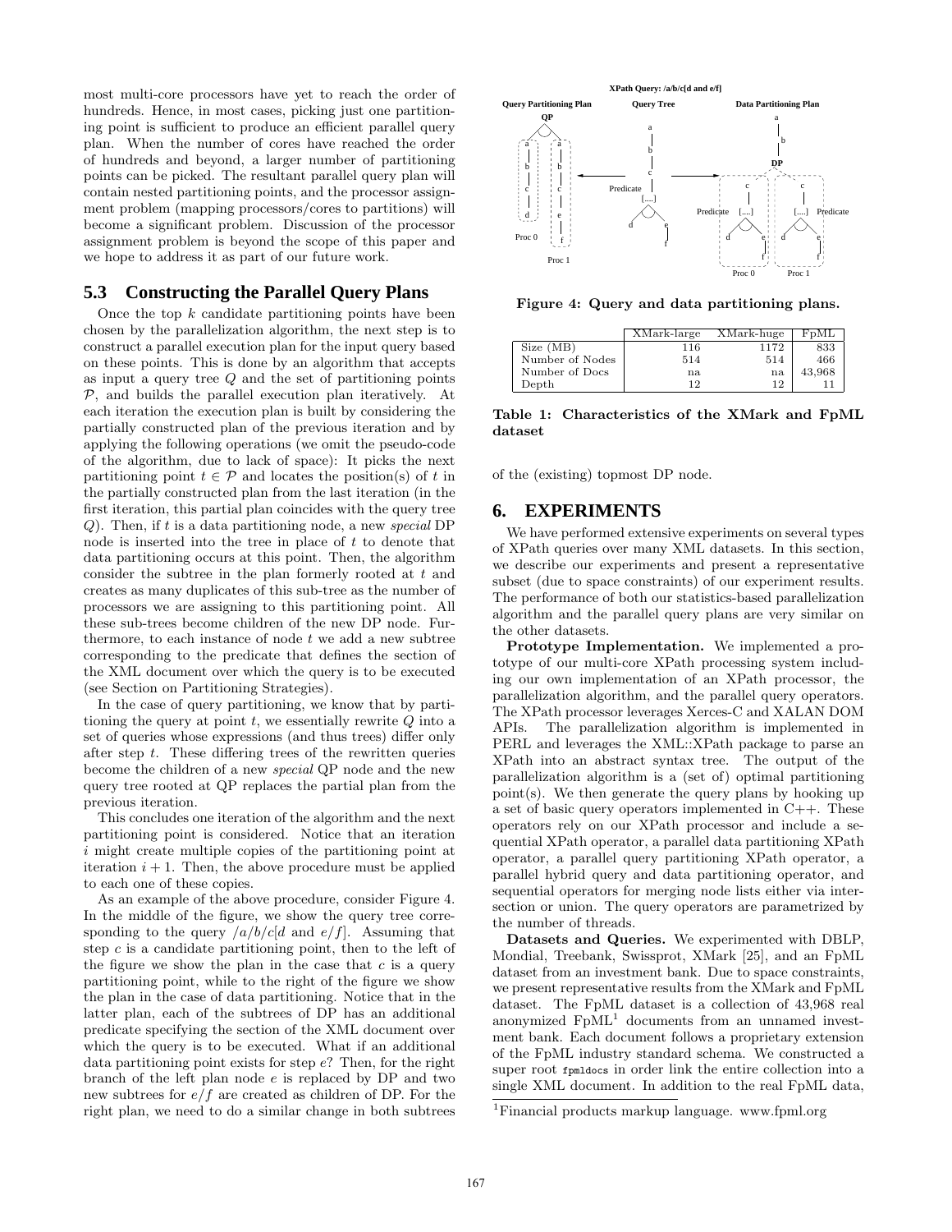most multi-core processors have yet to reach the order of hundreds. Hence, in most cases, picking just one partitioning point is sufficient to produce an efficient parallel query plan. When the number of cores have reached the order of hundreds and beyond, a larger number of partitioning points can be picked. The resultant parallel query plan will contain nested partitioning points, and the processor assignment problem (mapping processors/cores to partitions) will become a significant problem. Discussion of the processor assignment problem is beyond the scope of this paper and we hope to address it as part of our future work.

## 5.3 Constructing the Parallel Query Plans

Once the top $k$ candidate partitioning points have been chosen by the parallelization algorithm, the next step is to construct a parallel execution plan for the input query based on these points. This is done by an algorithm that accepts as input a query tree $Q$ and the set of partitioning points $\mathcal{P}$, and builds the parallel execution plan iteratively. At each iteration the execution plan is built by considering the partially constructed plan of the previous iteration and by applying the following operations (we omit the pseudo-code of the algorithm, due to lack of space): It picks the next partitioning point $t \in \mathcal{P}$ and locates the position(s) of $t$ in the partially constructed plan from the last iteration (in the first iteration, this partial plan coincides with the query tree $Q$). Then, if $t$ is a data partitioning node, a new *special* DP node is inserted into the tree in place of $t$ to denote that data partitioning occurs at this point. Then, the algorithm consider the subtree in the plan formerly rooted at $t$ and creates as many duplicates of this sub-tree as the number of processors we are assigning to this partitioning point. All these sub-trees become children of the new DP node. Furthermore, to each instance of node $t$ we add a new subtree corresponding to the predicate that defines the section of the XML document over which the query is to be executed (see Section on Partitioning Strategies).

In the case of query partitioning, we know that by partitioning the query at point $t$, we essentially rewrite $Q$ into a set of queries whose expressions (and thus trees) differ only after step $t$. These differing trees of the rewritten queries become the children of a new *special* QP node and the new query tree rooted at QP replaces the partial plan from the previous iteration.

This concludes one iteration of the algorithm and the next partitioning point is considered. Notice that an iteration $i$ might create multiple copies of the partitioning point at iteration $i + 1$. Then, the above procedure must be applied to each one of these copies.

As an example of the above procedure, consider Figure 4. In the middle of the figure, we show the query tree corresponding to the query $/a/b/c[d \text{ and } e/f]$. Assuming that step $c$ is a candidate partitioning point, then to the left of the figure we show the plan in the case that $c$ is a query partitioning point, while to the right of the figure we show the plan in the case of data partitioning. Notice that in the latter plan, each of the subtrees of DP has an additional predicate specifying the section of the XML document over which the query is to be executed. What if an additional data partitioning point exists for step $e$? Then, for the right branch of the left plan node $e$ is replaced by DP and two new subtrees for $e/f$ are created as children of DP. For the right plan, we need to do a similar change in both subtrees of the (existing) topmost DP node.

Figure 4: Query and data partitioning plans.

| | XMark-large | XMark-huge | FpML |
|---|---|---|---|
| Size (MB) | 116 | 1172 | 833 |
| Number of Nodes | 514 | 514 | 466 |
| Number of Docs | na | na | 43,968 |
| Depth | 12 | 12 | 11 |

Table 1: Characteristics of the XMark and FpML dataset

# 6. EXPERIMENTS

We have performed extensive experiments on several types of XPath queries over many XML datasets. In this section, we describe our experiments and present a representative subset (due to space constraints) of our experiment results. The performance of both our statistics-based parallelization algorithm and the parallel query plans are very similar on the other datasets.

**Prototype Implementation.** We implemented a prototype of our multi-core XPath processing system including our own implementation of an XPath processor, the parallelization algorithm, and the parallel query operators. The XPath processor leverages Xerces-C and XALAN DOM APIs. The parallelization algorithm is implemented in PERL and leverages the XML::XPath package to parse an XPath into an abstract syntax tree. The output of the parallelization algorithm is a (set of) optimal partitioning point(s). We then generate the query plans by hooking up a set of basic query operators implemented in C++. These operators rely on our XPath processor and include a sequential XPath operator, a parallel data partitioning XPath operator, a parallel query partitioning XPath operator, a parallel hybrid query and data partitioning operator, and sequential operators for merging node lists either via intersection or union. The query operators are parametrized by the number of threads.

**Datasets and Queries.** We experimented with DBLP, Mondial, Treebank, Swissprot, XMark [25], and an FpML dataset from an investment bank. Due to space constraints, we present representative results from the XMark and FpML dataset. The FpML dataset is a collection of 43,968 real anonymized FpML[1] documents from an unnamed investment bank. Each document follows a proprietary extension of the FpML industry standard schema. We constructed a super root `fpmldocs` in order link the entire collection into a single XML document. In addition to the real FpML data,

[1] Financial products markup language. www.fpml.org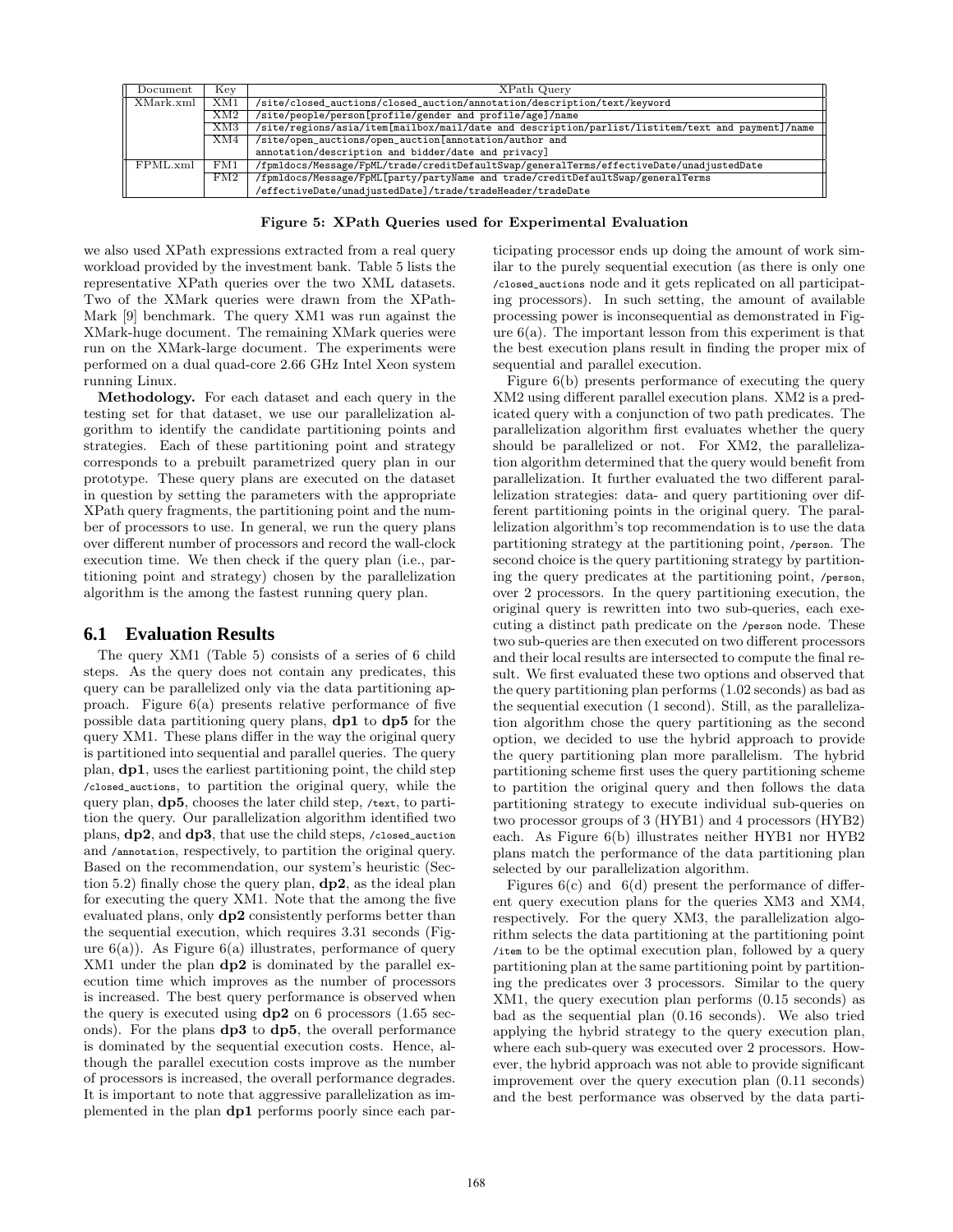| Document | Key | XPath Query |
|---|---|---|
| XMark.xml | XM1 | /site/closed_auctions/closed_auction/annotation/description/text/keyword |
| | XM2 | /site/people/person[profile/gender and profile/age]/name |
| | XM3 | /site/regions/asia/item[mailbox/mail/date and description/parlist/listitem/text and payment]/name |
| | XM4 | /site/open_auctions/open_auction[annotation/author and annotation/description and bidder/date and privacy] |
| FPML.xml | FM1 | /fpmldocs/Message/FpML/trade/creditDefaultSwap/generalTerms/effectiveDate/unadjustedDate |
| | FM2 | /fpmldocs/Message/FpML[party/partyName and trade/creditDefaultSwap/generalTerms/effectiveDate/unadjustedDate]/trade/tradeHeader/tradeDate |

**Figure 5: XPath Queries used for Experimental Evaluation**

we also used XPath expressions extracted from a real query workload provided by the investment bank. Table 5 lists the representative XPath queries over the two XML datasets. Two of the XMark queries were drawn from the XPath-Mark [9] benchmark. The query XM1 was run against the XMark-huge document. The remaining XMark queries were run on the XMark-large document. The experiments were performed on a dual quad-core 2.66 GHz Intel Xeon system running Linux.

**Methodology.** For each dataset and each query in the testing set for that dataset, we use our parallelization algorithm to identify the candidate partitioning points and strategies. Each of these partitioning point and strategy corresponds to a prebuilt parametrized query plan in our prototype. These query plans are executed on the dataset in question by setting the parameters with the appropriate XPath query fragments, the partitioning point and the number of processors to use. In general, we run the query plans over different number of processors and record the wall-clock execution time. We then check if the query plan (i.e., partitioning point and strategy) chosen by the parallelization algorithm is the among the fastest running query plan.

## 6.1 Evaluation Results

The query XM1 (Table 5) consists of a series of 6 child steps. As the query does not contain any predicates, this query can be parallelized only via the data partitioning approach. Figure 6(a) presents relative performance of five possible data partitioning query plans, **dp1** to **dp5** for the query XM1. These plans differ in the way the original query is partitioned into sequential and parallel queries. The query plan, **dp1**, uses the earliest partitioning point, the child step /closed_auctions, to partition the original query, while the query plan, **dp5**, chooses the later child step, /text, to partition the query. Our parallelization algorithm identified two plans, **dp2**, and **dp3**, that use the child steps, /closed_auction and /annotation, respectively, to partition the original query. Based on the recommendation, our system's heuristic (Section 5.2) finally chose the query plan, **dp2**, as the ideal plan for executing the query XM1. Note that the among the five evaluated plans, only **dp2** consistently performs better than the sequential execution, which requires 3.31 seconds (Figure 6(a)). As Figure 6(a) illustrates, performance of query XM1 under the plan **dp2** is dominated by the parallel execution time which improves as the number of processors is increased. The best query performance is observed when the query is executed using **dp2** on 6 processors (1.65 seconds). For the plans **dp3** to **dp5**, the overall performance is dominated by the sequential execution costs. Hence, although the parallel execution costs improve as the number of processors is increased, the overall performance degrades. It is important to note that aggressive parallelization as implemented in the plan **dp1** performs poorly since each participating processor ends up doing the amount of work similar to the purely sequential execution (as there is only one /closed_auctions node and it gets replicated on all participating processors). In such setting, the amount of available processing power is inconsequential as demonstrated in Figure 6(a). The important lesson from this experiment is that the best execution plans result in finding the proper mix of sequential and parallel execution.

Figure 6(b) presents performance of executing the query XM2 using different parallel execution plans. XM2 is a predicated query with a conjunction of two path predicates. The parallelization algorithm first evaluates whether the query should be parallelized or not. For XM2, the parallelization algorithm determined that the query would benefit from parallelization. It further evaluated the two different parallelization strategies: data- and query partitioning over different partitioning points in the original query. The parallelization algorithm's top recommendation is to use the data partitioning strategy at the partitioning point, /person. The second choice is the query partitioning strategy by partitioning the query predicates at the partitioning point, /person, over 2 processors. In the query partitioning execution, the original query is rewritten into two sub-queries, each executing a distinct path predicate on the /person node. These two sub-queries are then executed on two different processors and their local results are intersected to compute the final result. We first evaluated these two options and observed that the query partitioning plan performs (1.02 seconds) as bad as the sequential execution (1 second). Still, as the parallelization algorithm chose the query partitioning as the second option, we decided to use the hybrid approach to provide the query partitioning plan more parallelism. The hybrid partitioning scheme first uses the query partitioning scheme to partition the original query and then follows the data partitioning strategy to execute individual sub-queries on two processor groups of 3 (HYB1) and 4 processors (HYB2) each. As Figure 6(b) illustrates neither HYB1 nor HYB2 plans match the performance of the data partitioning plan selected by our parallelization algorithm.

Figures 6(c) and 6(d) present the performance of different query execution plans for the queries XM3 and XM4, respectively. For the query XM3, the parallelization algorithm selects the data partitioning at the partitioning point /item to be the optimal execution plan, followed by a query partitioning plan at the same partitioning point by partitioning the predicates over 3 processors. Similar to the query XM1, the query execution plan performs (0.15 seconds) as bad as the sequential plan (0.16 seconds). We also tried applying the hybrid strategy to the query execution plan, where each sub-query was executed over 2 processors. However, the hybrid approach was not able to provide significant improvement over the query execution plan (0.11 seconds) and the best performance was observed by the data parti-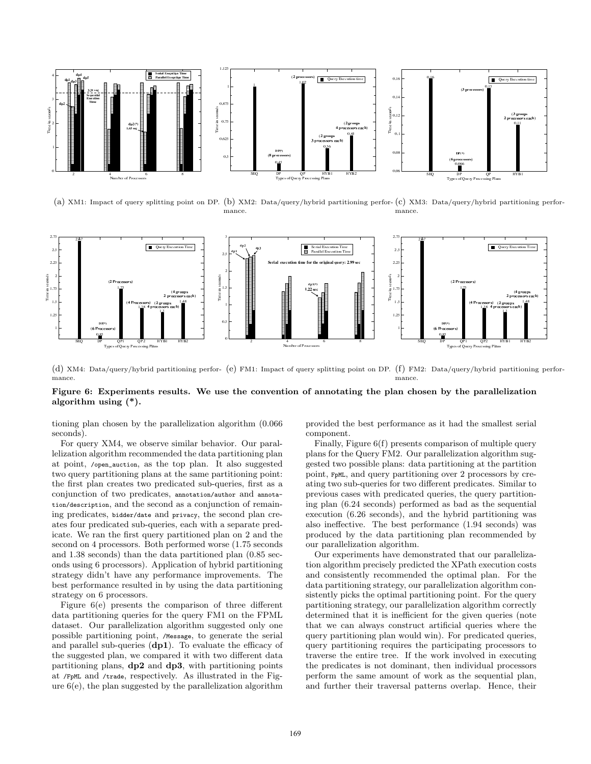(a) XM1: Impact of query splitting point on DP. (b) XM2: Data/query/hybrid partitioning performance. (c) XM3: Data/query/hybrid partitioning performance.

(d) XM4: Data/query/hybrid partitioning performance. (e) FM1: Impact of query splitting point on DP. (f) FM2: Data/query/hybrid partitioning performance.

**Figure 6: Experiments results. We use the convention of annotating the plan chosen by the parallelization algorithm using (*).**

tioning plan chosen by the parallelization algorithm (0.066 seconds).

For query XM4, we observe similar behavior. Our parallelization algorithm recommended the data partitioning plan at point, `/open_auction`, as the top plan. It also suggested two query partitioning plans at the same partitioning point: the first plan creates two predicated sub-queries, first as a conjunction of two predicates, `annotation/author` and `annotation/description`, and the second as a conjunction of remaining predicates, `bidder/date` and `privacy`, the second plan creates four predicated sub-queries, each with a separate predicate. We ran the first query partitioned plan on 2 and the second on 4 processors. Both performed worse (1.75 seconds and 1.38 seconds) than the data partitioned plan (0.85 seconds using 6 processors). Application of hybrid partitioning strategy didn't have any performance improvements. The best performance resulted in by using the data partitioning strategy on 6 processors.

Figure 6(e) presents the comparison of three different data partitioning queries for the query FM1 on the FPML dataset. Our parallelization algorithm suggested only one possible partitioning point, `/Message`, to generate the serial and parallel sub-queries (**dp1**). To evaluate the efficacy of the suggested plan, we compared it with two different data partitioning plans, **dp2** and **dp3**, with partitioning points at `/FpML` and `/trade`, respectively. As illustrated in the Figure 6(e), the plan suggested by the parallelization algorithm provided the best performance as it had the smallest serial component.

Finally, Figure 6(f) presents comparison of multiple query plans for the Query FM2. Our parallelization algorithm suggested two possible plans: data partitioning at the partition point, `FpML`, and query partitioning over 2 processors by creating two sub-queries for two different predicates. Similar to previous cases with predicated queries, the query partitioning plan (6.24 seconds) performed as bad as the sequential execution (6.26 seconds), and the hybrid partitioning was also ineffective. The best performance (1.94 seconds) was produced by the data partitioning plan recommended by our parallelization algorithm.

Our experiments have demonstrated that our parallelization algorithm precisely predicted the XPath execution costs and consistently recommended the optimal plan. For the data partitioning strategy, our parallelization algorithm consistently picks the optimal partitioning point. For the query partitioning strategy, our parallelization algorithm correctly determined that it is inefficient for the given queries (note that we can always construct artificial queries where the query partitioning plan would win). For predicated queries, query partitioning requires the participating processors to traverse the entire tree. If the work involved in executing the predicates is not dominant, then individual processors perform the same amount of work as the sequential plan, and further their traversal patterns overlap. Hence, their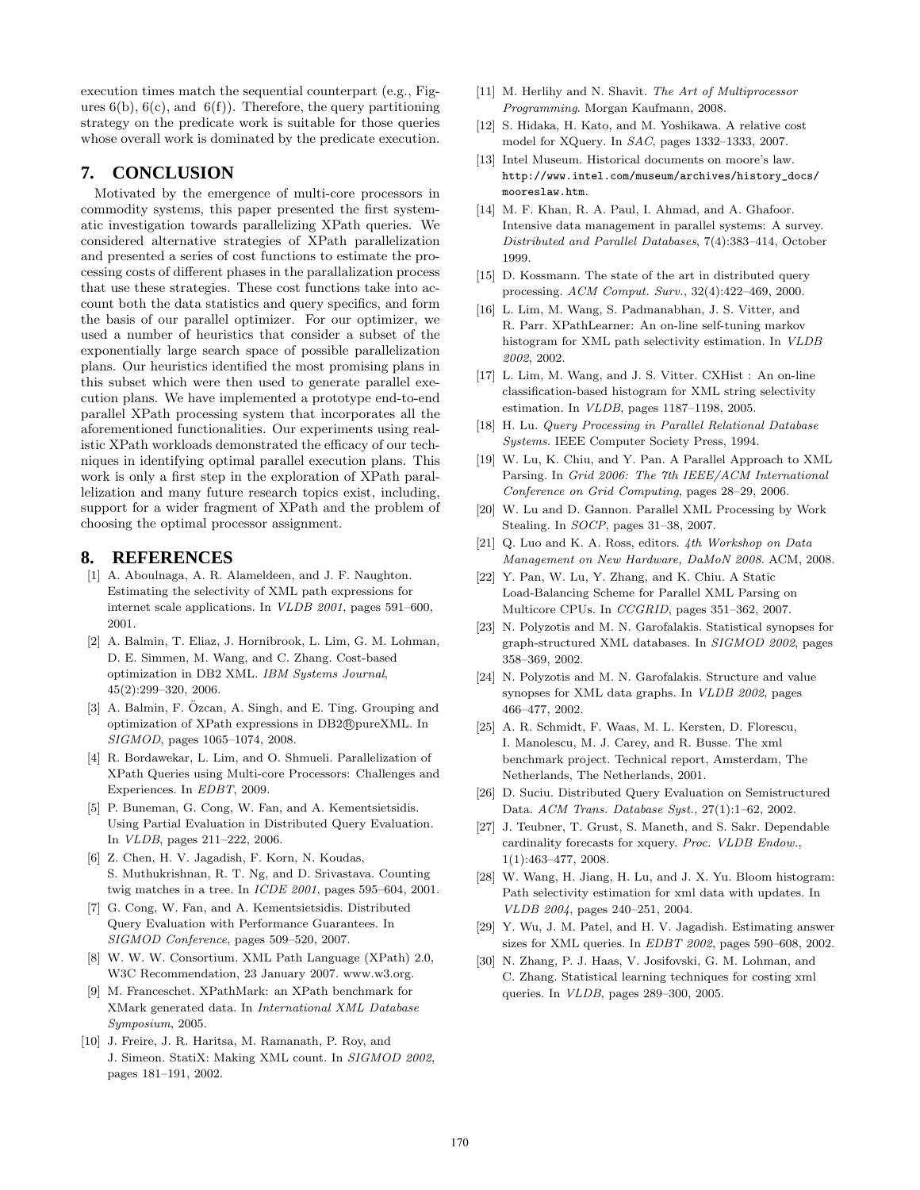execution times match the sequential counterpart (e.g., Figures 6(b), 6(c), and 6(f)). Therefore, the query partitioning strategy on the predicate work is suitable for those queries whose overall work is dominated by the predicate execution.

## 7. CONCLUSION

Motivated by the emergence of multi-core processors in commodity systems, this paper presented the first systematic investigation towards parallelizing XPath queries. We considered alternative strategies of XPath parallelization and presented a series of cost functions to estimate the processing costs of different phases in the parallalization process that use these strategies. These cost functions take into account both the data statistics and query specifics, and form the basis of our parallel optimizer. For our optimizer, we used a number of heuristics that consider a subset of the exponentially large search space of possible parallelization plans. Our heuristics identified the most promising plans in this subset which were then used to generate parallel execution plans. We have implemented a prototype end-to-end parallel XPath processing system that incorporates all the aforementioned functionalities. Our experiments using realistic XPath workloads demonstrated the efficacy of our techniques in identifying optimal parallel execution plans. This work is only a first step in the exploration of XPath parallelization and many future research topics exist, including, support for a wider fragment of XPath and the problem of choosing the optimal processor assignment.

## 8. REFERENCES

[1] A. Aboulnaga, A. R. Alameldeen, and J. F. Naughton. Estimating the selectivity of XML path expressions for internet scale applications. In *VLDB 2001*, pages 591–600, 2001.

[2] A. Balmin, T. Eliaz, J. Hornibrook, L. Lim, G. M. Lohman, D. E. Simmen, M. Wang, and C. Zhang. Cost-based optimization in DB2 XML. *IBM Systems Journal*, 45(2):299–320, 2006.

[3] A. Balmin, F. Özcan, A. Singh, and E. Ting. Grouping and optimization of XPath expressions in DB2®pureXML. In *SIGMOD*, pages 1065–1074, 2008.

[4] R. Bordawekar, L. Lim, and O. Shmueli. Parallelization of XPath Queries using Multi-core Processors: Challenges and Experiences. In *EDBT*, 2009.

[5] P. Buneman, G. Cong, W. Fan, and A. Kementsietsidis. Using Partial Evaluation in Distributed Query Evaluation. In *VLDB*, pages 211–222, 2006.

[6] Z. Chen, H. V. Jagadish, F. Korn, N. Koudas, S. Muthukrishnan, R. T. Ng, and D. Srivastava. Counting twig matches in a tree. In *ICDE 2001*, pages 595–604, 2001.

[7] G. Cong, W. Fan, and A. Kementsietsidis. Distributed Query Evaluation with Performance Guarantees. In *SIGMOD Conference*, pages 509–520, 2007.

[8] W. W. W. Consortium. XML Path Language (XPath) 2.0, W3C Recommendation, 23 January 2007. www.w3.org.

[9] M. Franceschet. XPathMark: an XPath benchmark for XMark generated data. In *International XML Database Symposium*, 2005.

[10] J. Freire, J. R. Haritsa, M. Ramanath, P. Roy, and J. Simeon. StatiX: Making XML count. In *SIGMOD 2002*, pages 181–191, 2002.

[11] M. Herlihy and N. Shavit. *The Art of Multiprocessor Programming*. Morgan Kaufmann, 2008.

[12] S. Hidaka, H. Kato, and M. Yoshikawa. A relative cost model for XQuery. In *SAC*, pages 1332–1333, 2007.

[13] Intel Museum. Historical documents on moore's law. `http://www.intel.com/museum/archives/history_docs/mooreslaw.htm`.

[14] M. F. Khan, R. A. Paul, I. Ahmad, and A. Ghafoor. Intensive data management in parallel systems: A survey. *Distributed and Parallel Databases*, 7(4):383–414, October 1999.

[15] D. Kossmann. The state of the art in distributed query processing. *ACM Comput. Surv.*, 32(4):422–469, 2000.

[16] L. Lim, M. Wang, S. Padmanabhan, J. S. Vitter, and R. Parr. XPathLearner: An on-line self-tuning markov histogram for XML path selectivity estimation. In *VLDB 2002*, 2002.

[17] L. Lim, M. Wang, and J. S. Vitter. CXHist : An on-line classification-based histogram for XML string selectivity estimation. In *VLDB*, pages 1187–1198, 2005.

[18] H. Lu. *Query Processing in Parallel Relational Database Systems*. IEEE Computer Society Press, 1994.

[19] W. Lu, K. Chiu, and Y. Pan. A Parallel Approach to XML Parsing. In *Grid 2006: The 7th IEEE/ACM International Conference on Grid Computing*, pages 28–29, 2006.

[20] W. Lu and D. Gannon. Parallel XML Processing by Work Stealing. In *SOCP*, pages 31–38, 2007.

[21] Q. Luo and K. A. Ross, editors. *4th Workshop on Data Management on New Hardware, DaMoN 2008*. ACM, 2008.

[22] Y. Pan, W. Lu, Y. Zhang, and K. Chiu. A Static Load-Balancing Scheme for Parallel XML Parsing on Multicore CPUs. In *CCGRID*, pages 351–362, 2007.

[23] N. Polyzotis and M. N. Garofalakis. Statistical synopses for graph-structured XML databases. In *SIGMOD 2002*, pages 358–369, 2002.

[24] N. Polyzotis and M. N. Garofalakis. Structure and value synopses for XML data graphs. In *VLDB 2002*, pages 466–477, 2002.

[25] A. R. Schmidt, F. Waas, M. L. Kersten, D. Florescu, I. Manolescu, M. J. Carey, and R. Busse. The xml benchmark project. Technical report, Amsterdam, The Netherlands, The Netherlands, 2001.

[26] D. Suciu. Distributed Query Evaluation on Semistructured Data. *ACM Trans. Database Syst.*, 27(1):1–62, 2002.

[27] J. Teubner, T. Grust, S. Maneth, and S. Sakr. Dependable cardinality forecasts for xquery. *Proc. VLDB Endow.*, 1(1):463–477, 2008.

[28] W. Wang, H. Jiang, H. Lu, and J. X. Yu. Bloom histogram: Path selectivity estimation for xml data with updates. In *VLDB 2004*, pages 240–251, 2004.

[29] Y. Wu, J. M. Patel, and H. V. Jagadish. Estimating answer sizes for XML queries. In *EDBT 2002*, pages 590–608, 2002.

[30] N. Zhang, P. J. Haas, V. Josifovski, G. M. Lohman, and C. Zhang. Statistical learning techniques for costing xml queries. In *VLDB*, pages 289–300, 2005.